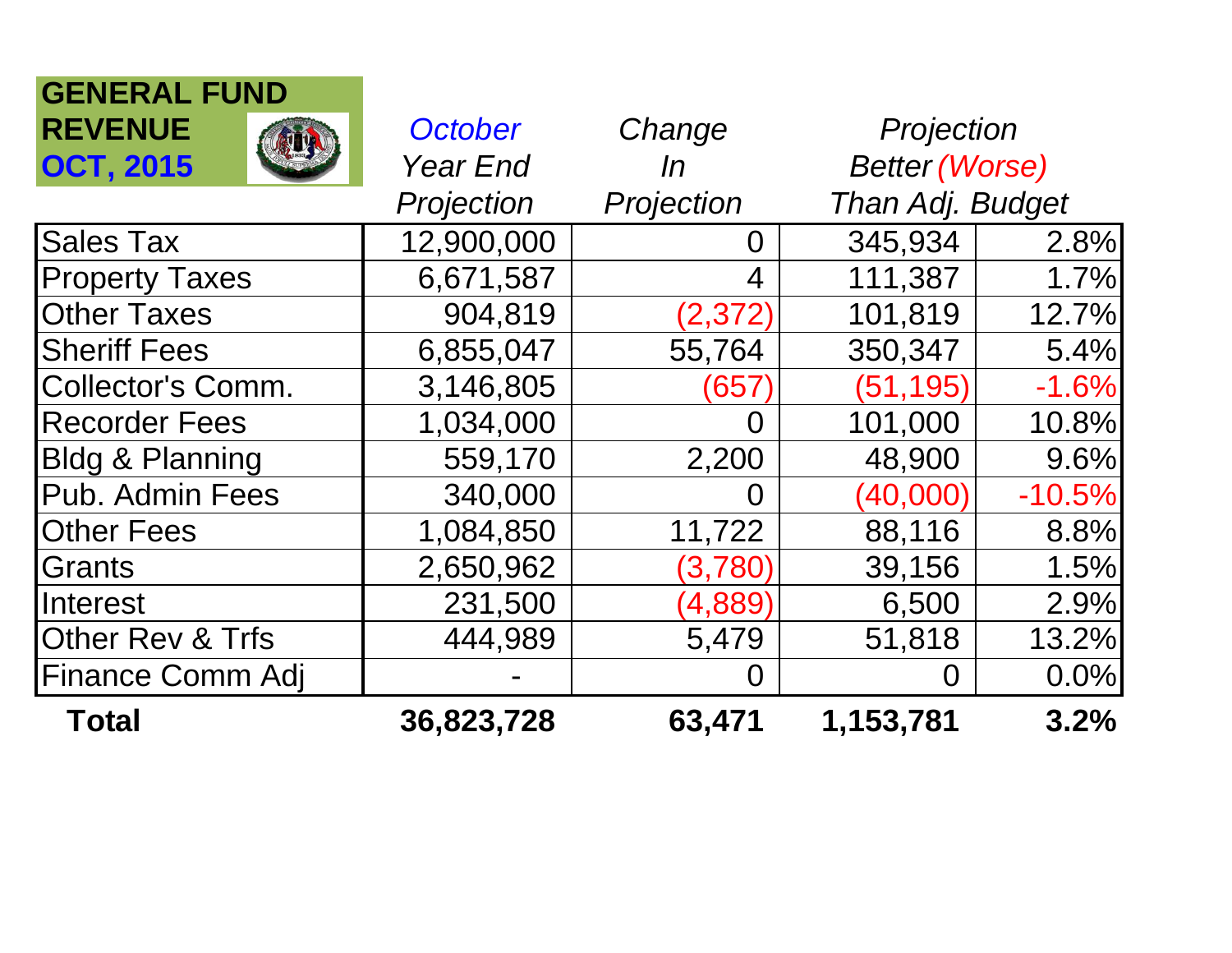**GENERAL FUND REVENUE**

**OCT, 2015**

| | *October Year End Projection* | *Change In Projection* | *Projection Better (Worse) Than Adj. Budget* | |
|---|---|---|---|---|
| Sales Tax | 12,900,000 | 0 | 345,934 | 2.8% |
| Property Taxes | 6,671,587 | 4 | 111,387 | 1.7% |
| Other Taxes | 904,819 | (2,372) | 101,819 | 12.7% |
| Sheriff Fees | 6,855,047 | 55,764 | 350,347 | 5.4% |
| Collector's Comm. | 3,146,805 | (657) | (51,195) | -1.6% |
| Recorder Fees | 1,034,000 | 0 | 101,000 | 10.8% |
| Bldg & Planning | 559,170 | 2,200 | 48,900 | 9.6% |
| Pub. Admin Fees | 340,000 | 0 | (40,000) | -10.5% |
| Other Fees | 1,084,850 | 11,722 | 88,116 | 8.8% |
| Grants | 2,650,962 | (3,780) | 39,156 | 1.5% |
| Interest | 231,500 | (4,889) | 6,500 | 2.9% |
| Other Rev & Trfs | 444,989 | 5,479 | 51,818 | 13.2% |
| Finance Comm Adj | - | 0 | 0 | 0.0% |
| **Total** | **36,823,728** | **63,471** | **1,153,781** | **3.2%** |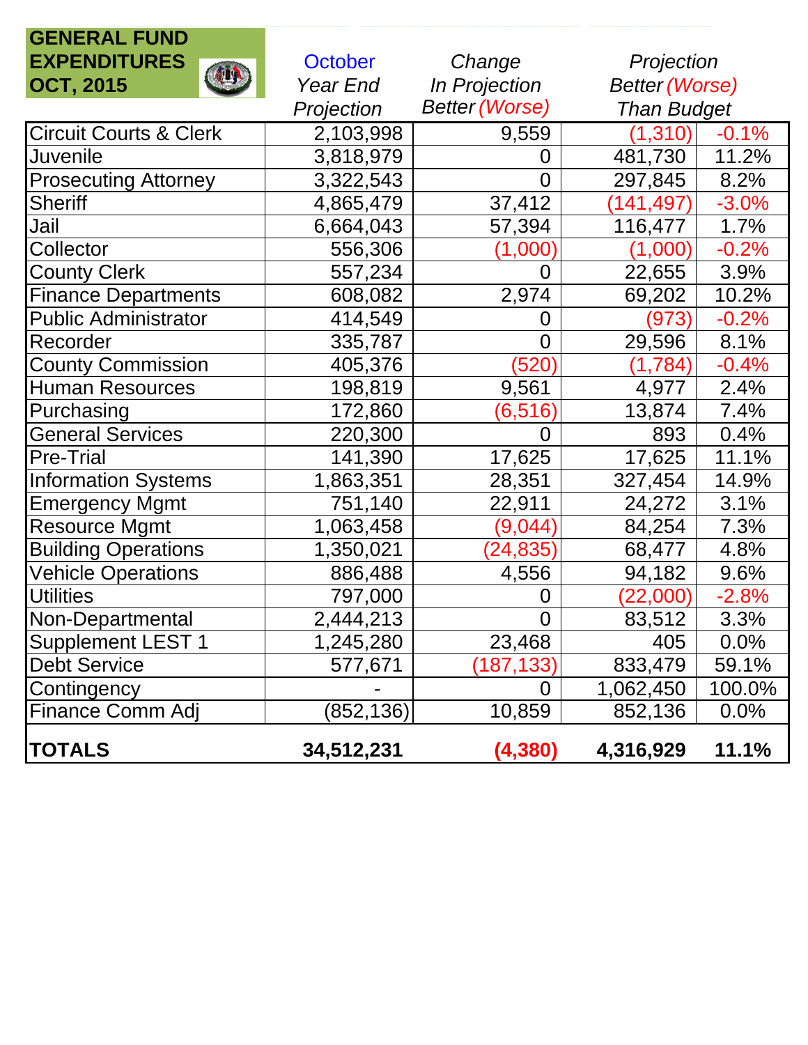**GENERAL FUND EXPENDITURES OCT, 2015**

| | October Year End Projection | Change In Projection Better (Worse) | Projection Better (Worse) Than Budget | |
|---|---|---|---|---|
| Circuit Courts & Clerk | 2,103,998 | 9,559 | (1,310) | -0.1% |
| Juvenile | 3,818,979 | 0 | 481,730 | 11.2% |
| Prosecuting Attorney | 3,322,543 | 0 | 297,845 | 8.2% |
| Sheriff | 4,865,479 | 37,412 | (141,497) | -3.0% |
| Jail | 6,664,043 | 57,394 | 116,477 | 1.7% |
| Collector | 556,306 | (1,000) | (1,000) | -0.2% |
| County Clerk | 557,234 | 0 | 22,655 | 3.9% |
| Finance Departments | 608,082 | 2,974 | 69,202 | 10.2% |
| Public Administrator | 414,549 | 0 | (973) | -0.2% |
| Recorder | 335,787 | 0 | 29,596 | 8.1% |
| County Commission | 405,376 | (520) | (1,784) | -0.4% |
| Human Resources | 198,819 | 9,561 | 4,977 | 2.4% |
| Purchasing | 172,860 | (6,516) | 13,874 | 7.4% |
| General Services | 220,300 | 0 | 893 | 0.4% |
| Pre-Trial | 141,390 | 17,625 | 17,625 | 11.1% |
| Information Systems | 1,863,351 | 28,351 | 327,454 | 14.9% |
| Emergency Mgmt | 751,140 | 22,911 | 24,272 | 3.1% |
| Resource Mgmt | 1,063,458 | (9,044) | 84,254 | 7.3% |
| Building Operations | 1,350,021 | (24,835) | 68,477 | 4.8% |
| Vehicle Operations | 886,488 | 4,556 | 94,182 | 9.6% |
| Utilities | 797,000 | 0 | (22,000) | -2.8% |
| Non-Departmental | 2,444,213 | 0 | 83,512 | 3.3% |
| Supplement LEST 1 | 1,245,280 | 23,468 | 405 | 0.0% |
| Debt Service | 577,671 | (187,133) | 833,479 | 59.1% |
| Contingency | - | 0 | 1,062,450 | 100.0% |
| Finance Comm Adj | (852,136) | 10,859 | 852,136 | 0.0% |
| **TOTALS** | **34,512,231** | **(4,380)** | **4,316,929** | **11.1%** |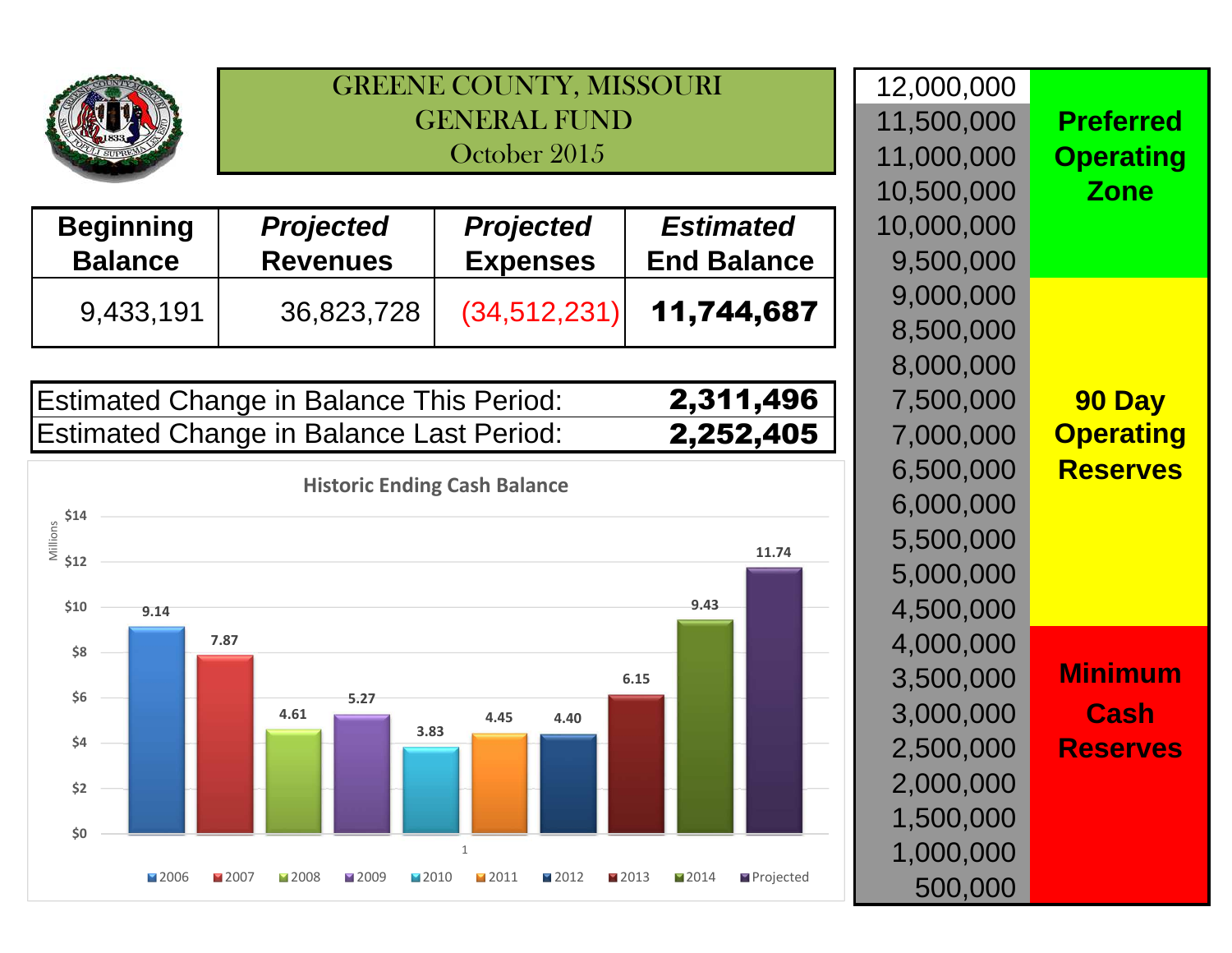# GREENE COUNTY, MISSOURI
## GENERAL FUND
### October 2015

| Beginning Balance | *Projected* Revenues | *Projected* Expenses | *Estimated* End Balance |
|---|---|---|---|
| 9,433,191 | 36,823,728 | (34,512,231) | **11,744,687** |

| | |
|---|---|
| Estimated Change in Balance This Period: | **2,311,496** |
| Estimated Change in Balance Last Period: | **2,252,405** |

**Historic Ending Cash Balance** (Millions)

| 2006 | 2007 | 2008 | 2009 | 2010 | 2011 | 2012 | 2013 | 2014 | Projected |
|---|---|---|---|---|---|---|---|---|---|
| 9.14 | 7.87 | 4.61 | 5.27 | 3.83 | 4.45 | 4.40 | 6.15 | 9.43 | 11.74 |

| Balance | Zone |
|---|---|
| 12,000,000 | |
| 11,500,000 – 9,500,000 | **Preferred Operating Zone** |
| 9,000,000 – 4,500,000 | **90 Day Operating Reserves** |
| 4,000,000 – 500,000 | **Minimum Cash Reserves** |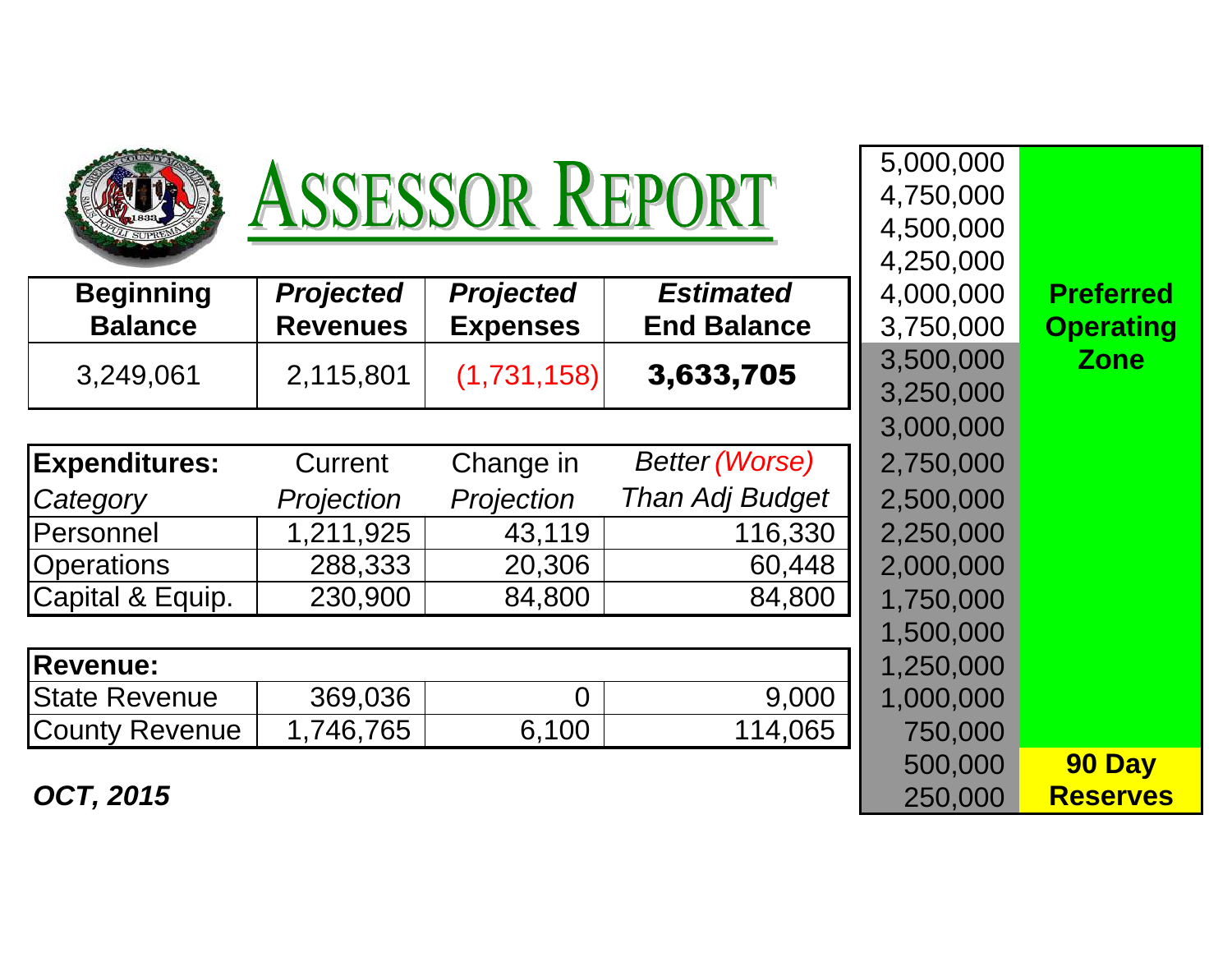# ASSESSOR REPORT

| Beginning Balance | *Projected* Revenues | *Projected* Expenses | *Estimated* End Balance |
|---|---|---|---|
| 3,249,061 | 2,115,801 | (1,731,158) | **3,633,705** |

| **Expenditures:** *Category* | Current *Projection* | Change in *Projection* | *Better (Worse) Than Adj Budget* |
|---|---|---|---|
| Personnel | 1,211,925 | 43,119 | 116,330 |
| Operations | 288,333 | 20,306 | 60,448 |
| Capital & Equip. | 230,900 | 84,800 | 84,800 |

| **Revenue:** | | | |
|---|---|---|---|
| State Revenue | 369,036 | 0 | 9,000 |
| County Revenue | 1,746,765 | 6,100 | 114,065 |

***OCT, 2015***

| | |
|---|---|
| 5,000,000 | |
| 4,750,000 | |
| 4,500,000 | |
| 4,250,000 | |
| 4,000,000 | **Preferred Operating Zone** |
| 3,750,000 | |
| 3,500,000 | |
| 3,250,000 | |
| 3,000,000 | |
| 2,750,000 | |
| 2,500,000 | |
| 2,250,000 | |
| 2,000,000 | |
| 1,750,000 | |
| 1,500,000 | |
| 1,250,000 | |
| 1,000,000 | |
| 750,000 | |
| 500,000 | **90 Day Reserves** |
| 250,000 | |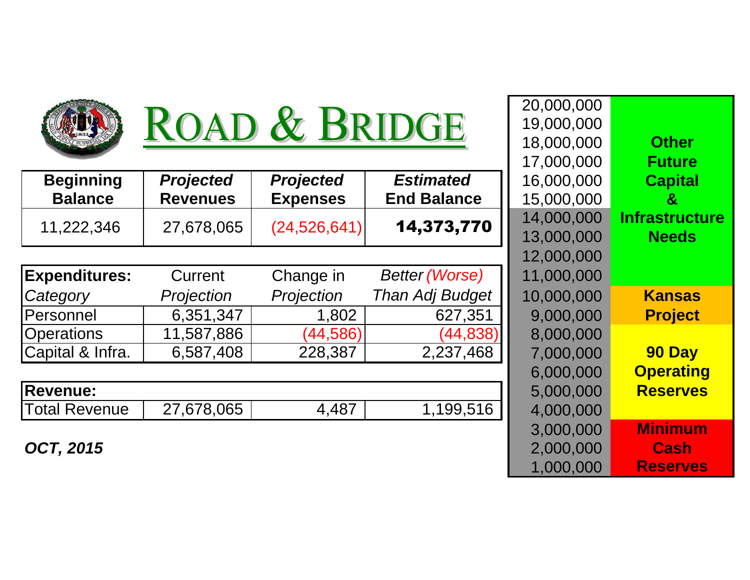# ROAD & BRIDGE

| Beginning Balance | *Projected* Revenues | *Projected* Expenses | *Estimated* End Balance |
|---|---|---|---|
| 11,222,346 | 27,678,065 | (24,526,641) | **14,373,770** |

| **Expenditures:** *Category* | Current *Projection* | Change in *Projection* | *Better (Worse) Than Adj Budget* |
|---|---|---|---|
| Personnel | 6,351,347 | 1,802 | 627,351 |
| Operations | 11,587,886 | (44,586) | (44,838) |
| Capital & Infra. | 6,587,408 | 228,387 | 2,237,468 |

| **Revenue:** | | | |
|---|---|---|---|
| Total Revenue | 27,678,065 | 4,487 | 1,199,516 |

***OCT, 2015***

20,000,000
19,000,000
18,000,000
17,000,000
16,000,000
15,000,000
14,000,000
13,000,000
12,000,000
11,000,000
10,000,000
9,000,000
8,000,000
7,000,000
6,000,000
5,000,000
4,000,000
3,000,000
2,000,000
1,000,000

**Other Future Capital & Infrastructure Needs**

**Kansas Project**

**90 Day Operating Reserves**

**Minimum Cash Reserves**